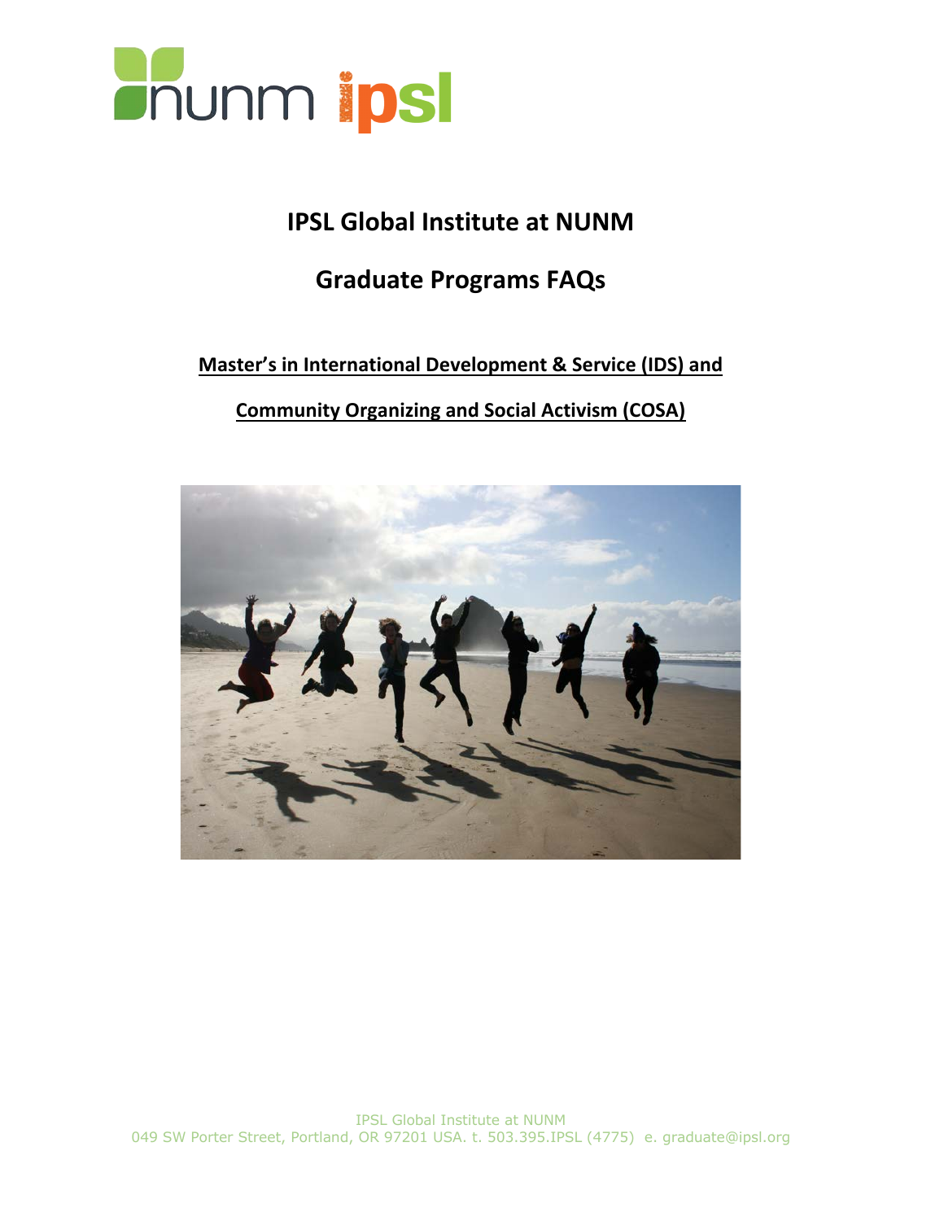# IPSL Global Institute at NUNM

## Graduate Programs FAQs

**Master's in International Development & Service (IDS) and**

**Community Organizing and Social Activism (COSA)**

IPSL Global Institute at NUNM
049 SW Porter Street, Portland, OR 97201 USA. t. 503.395.IPSL (4775) e. graduate@ipsl.org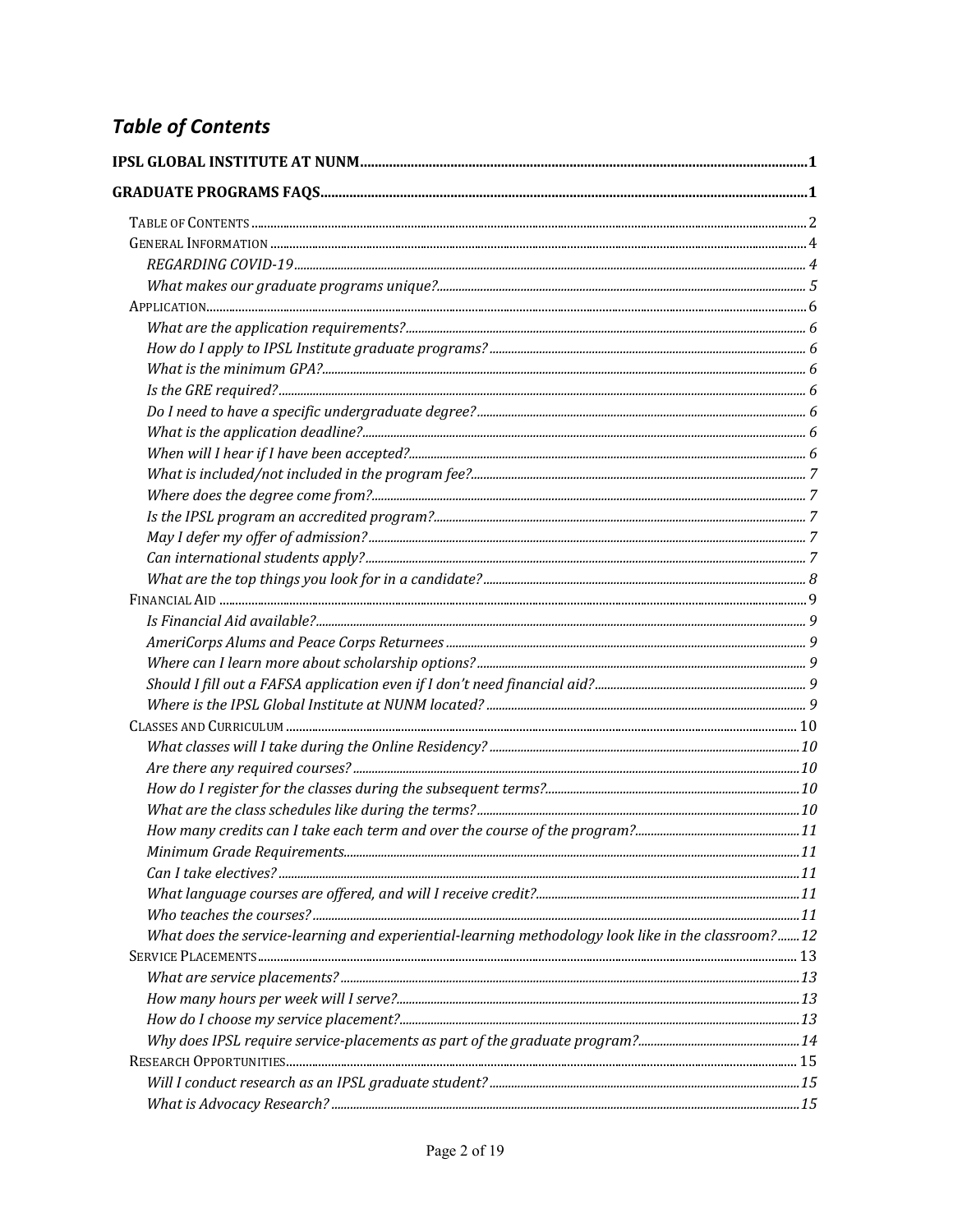## *Table of Contents*

**IPSL GLOBAL INSTITUTE AT NUNM** .......... 1

**GRADUATE PROGRAMS FAQS** .......... 1

- TABLE OF CONTENTS .......... 2
- GENERAL INFORMATION .......... 4
  - *REGARDING COVID-19* .......... 4
  - *What makes our graduate programs unique?* .......... 5
- APPLICATION .......... 6
  - *What are the application requirements?* .......... 6
  - *How do I apply to IPSL Institute graduate programs?* .......... 6
  - *What is the minimum GPA?* .......... 6
  - *Is the GRE required?* .......... 6
  - *Do I need to have a specific undergraduate degree?* .......... 6
  - *What is the application deadline?* .......... 6
  - *When will I hear if I have been accepted?* .......... 6
  - *What is included/not included in the program fee?* .......... 7
  - *Where does the degree come from?* .......... 7
  - *Is the IPSL program an accredited program?* .......... 7
  - *May I defer my offer of admission?* .......... 7
  - *Can international students apply?* .......... 7
  - *What are the top things you look for in a candidate?* .......... 8
- FINANCIAL AID .......... 9
  - *Is Financial Aid available?* .......... 9
  - *AmeriCorps Alums and Peace Corps Returnees* .......... 9
  - *Where can I learn more about scholarship options?* .......... 9
  - *Should I fill out a FAFSA application even if I don't need financial aid?* .......... 9
  - *Where is the IPSL Global Institute at NUNM located?* .......... 9
- CLASSES AND CURRICULUM .......... 10
  - *What classes will I take during the Online Residency?* .......... 10
  - *Are there any required courses?* .......... 10
  - *How do I register for the classes during the subsequent terms?* .......... 10
  - *What are the class schedules like during the terms?* .......... 10
  - *How many credits can I take each term and over the course of the program?* .......... 11
  - *Minimum Grade Requirements* .......... 11
  - *Can I take electives?* .......... 11
  - *What language courses are offered, and will I receive credit?* .......... 11
  - *Who teaches the courses?* .......... 11
  - *What does the service-learning and experiential-learning methodology look like in the classroom?* .......... 12
- SERVICE PLACEMENTS .......... 13
  - *What are service placements?* .......... 13
  - *How many hours per week will I serve?* .......... 13
  - *How do I choose my service placement?* .......... 13
  - *Why does IPSL require service-placements as part of the graduate program?* .......... 14
- RESEARCH OPPORTUNITIES .......... 15
  - *Will I conduct research as an IPSL graduate student?* .......... 15
  - *What is Advocacy Research?* .......... 15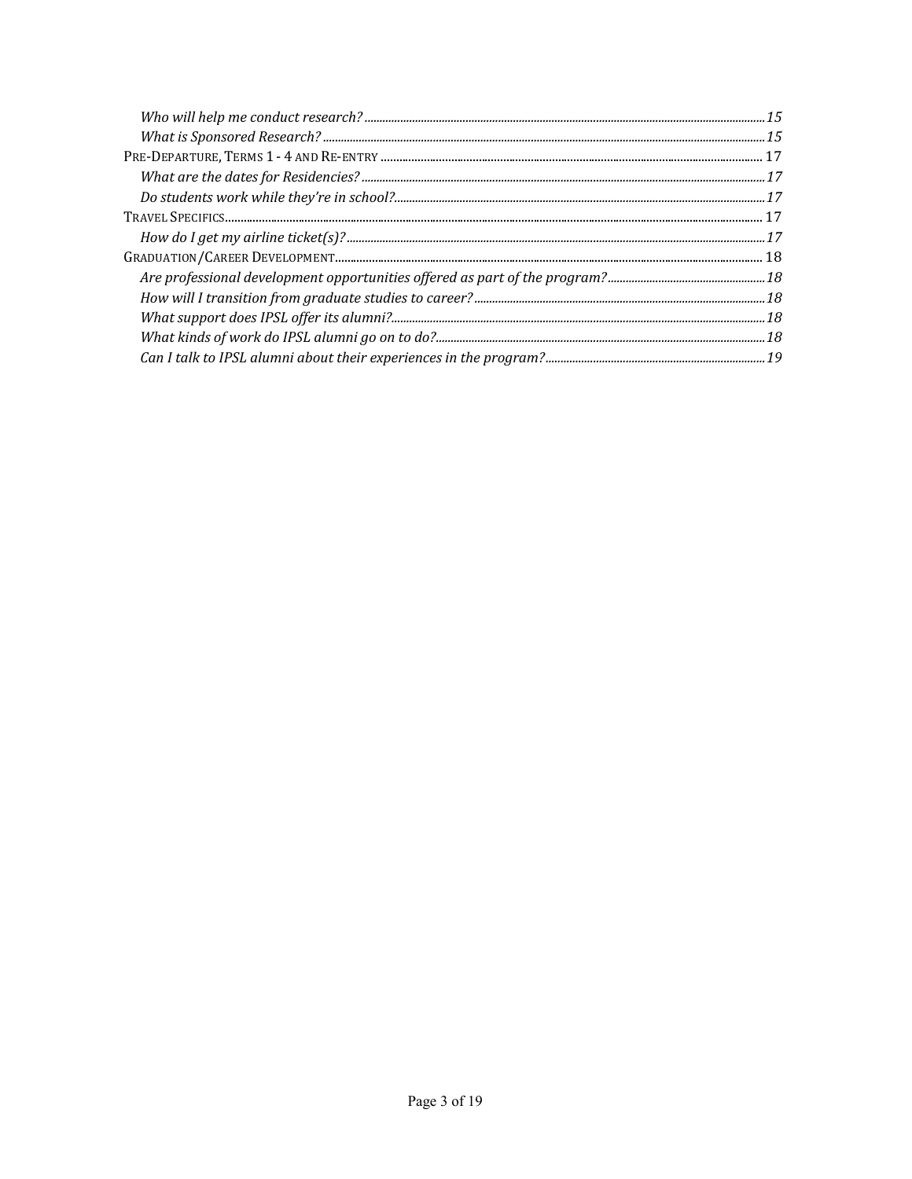*Who will help me conduct research?* ........ 15
*What is Sponsored Research?* ........ 15

Pre-Departure, Terms 1 - 4 and Re-entry ........ 17
*What are the dates for Residencies?* ........ 17
*Do students work while they're in school?* ........ 17

Travel Specifics ........ 17
*How do I get my airline ticket(s)?* ........ 17

Graduation/Career Development ........ 18
*Are professional development opportunities offered as part of the program?* ........ 18
*How will I transition from graduate studies to career?* ........ 18
*What support does IPSL offer its alumni?* ........ 18
*What kinds of work do IPSL alumni go on to do?* ........ 18
*Can I talk to IPSL alumni about their experiences in the program?* ........ 19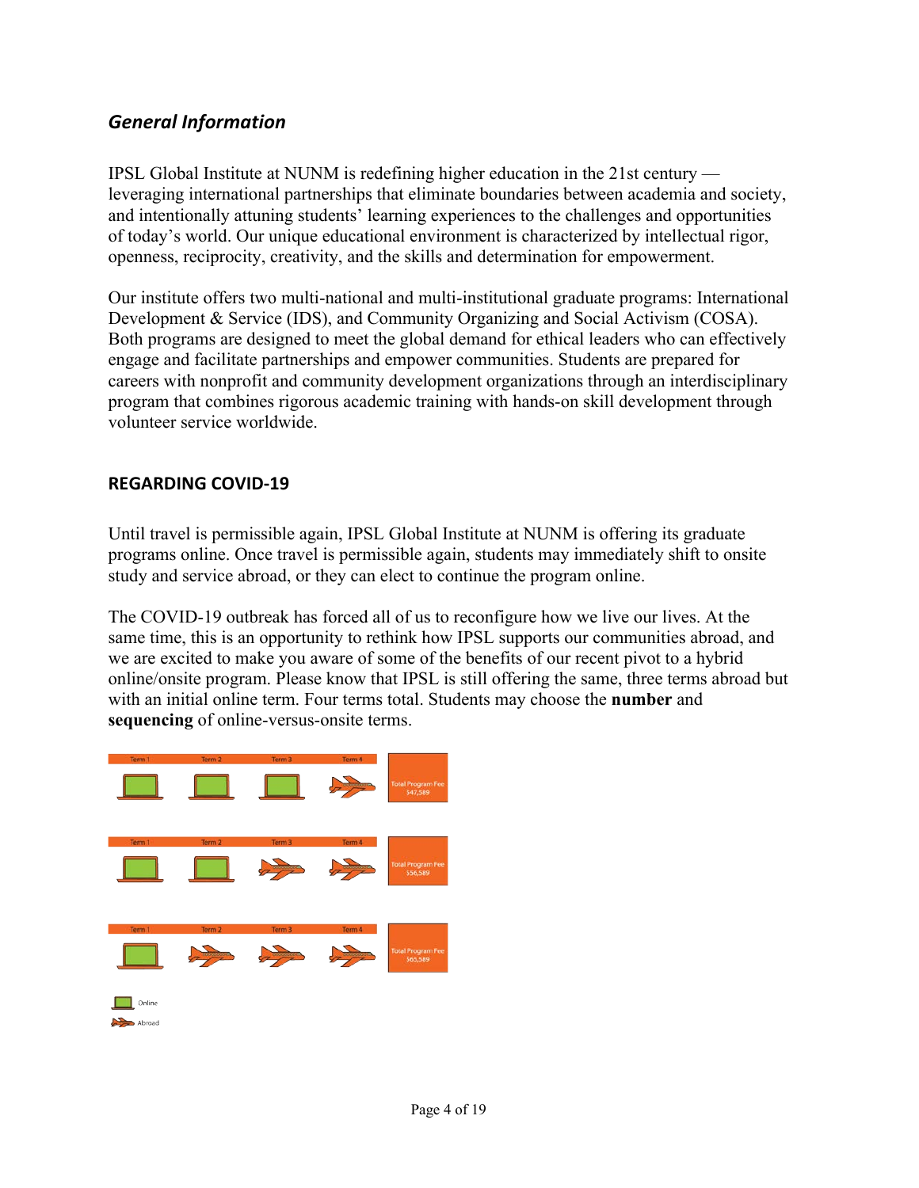## *General Information*

IPSL Global Institute at NUNM is redefining higher education in the 21st century — leveraging international partnerships that eliminate boundaries between academia and society, and intentionally attuning students' learning experiences to the challenges and opportunities of today's world. Our unique educational environment is characterized by intellectual rigor, openness, reciprocity, creativity, and the skills and determination for empowerment.

Our institute offers two multi-national and multi-institutional graduate programs: International Development & Service (IDS), and Community Organizing and Social Activism (COSA). Both programs are designed to meet the global demand for ethical leaders who can effectively engage and facilitate partnerships and empower communities. Students are prepared for careers with nonprofit and community development organizations through an interdisciplinary program that combines rigorous academic training with hands-on skill development through volunteer service worldwide.

### REGARDING COVID-19

Until travel is permissible again, IPSL Global Institute at NUNM is offering its graduate programs online. Once travel is permissible again, students may immediately shift to onsite study and service abroad, or they can elect to continue the program online.

The COVID-19 outbreak has forced all of us to reconfigure how we live our lives. At the same time, this is an opportunity to rethink how IPSL supports our communities abroad, and we are excited to make you aware of some of the benefits of our recent pivot to a hybrid online/onsite program. Please know that IPSL is still offering the same, three terms abroad but with an initial online term. Four terms total. Students may choose the **number** and **sequencing** of online-versus-onsite terms.

| Term 1 | Term 2 | Term 3 | Term 4 | |
|---|---|---|---|---|
| Online | Online | Online | Abroad | Total Program Fee $47,589 |
| Online | Online | Abroad | Abroad | Total Program Fee $56,589 |
| Online | Abroad | Abroad | Abroad | Total Program Fee $65,589 |

Online

Abroad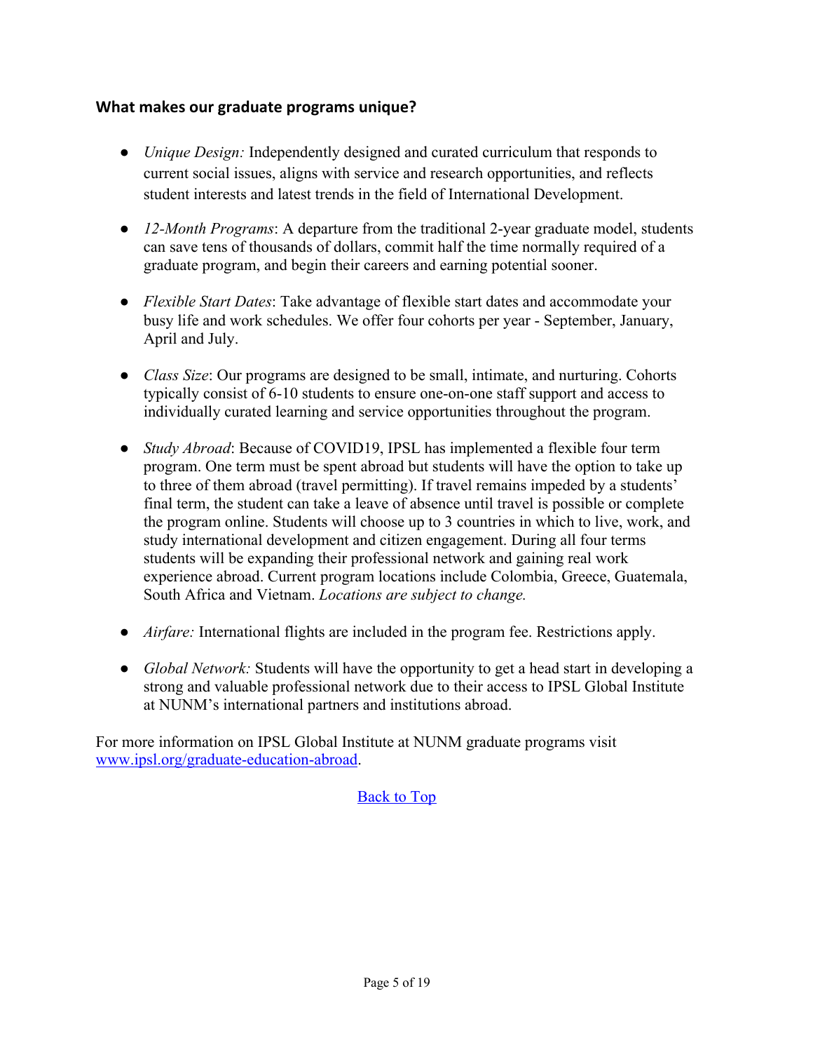### What makes our graduate programs unique?

- *Unique Design:* Independently designed and curated curriculum that responds to current social issues, aligns with service and research opportunities, and reflects student interests and latest trends in the field of International Development.

- *12-Month Programs*: A departure from the traditional 2-year graduate model, students can save tens of thousands of dollars, commit half the time normally required of a graduate program, and begin their careers and earning potential sooner.

- *Flexible Start Dates*: Take advantage of flexible start dates and accommodate your busy life and work schedules. We offer four cohorts per year - September, January, April and July.

- *Class Size*: Our programs are designed to be small, intimate, and nurturing. Cohorts typically consist of 6-10 students to ensure one-on-one staff support and access to individually curated learning and service opportunities throughout the program.

- *Study Abroad*: Because of COVID19, IPSL has implemented a flexible four term program. One term must be spent abroad but students will have the option to take up to three of them abroad (travel permitting). If travel remains impeded by a students' final term, the student can take a leave of absence until travel is possible or complete the program online. Students will choose up to 3 countries in which to live, work, and study international development and citizen engagement. During all four terms students will be expanding their professional network and gaining real work experience abroad. Current program locations include Colombia, Greece, Guatemala, South Africa and Vietnam. *Locations are subject to change.*

- *Airfare:* International flights are included in the program fee. Restrictions apply.

- *Global Network:* Students will have the opportunity to get a head start in developing a strong and valuable professional network due to their access to IPSL Global Institute at NUNM's international partners and institutions abroad.

For more information on IPSL Global Institute at NUNM graduate programs visit [www.ipsl.org/graduate-education-abroad](www.ipsl.org/graduate-education-abroad).

Back to Top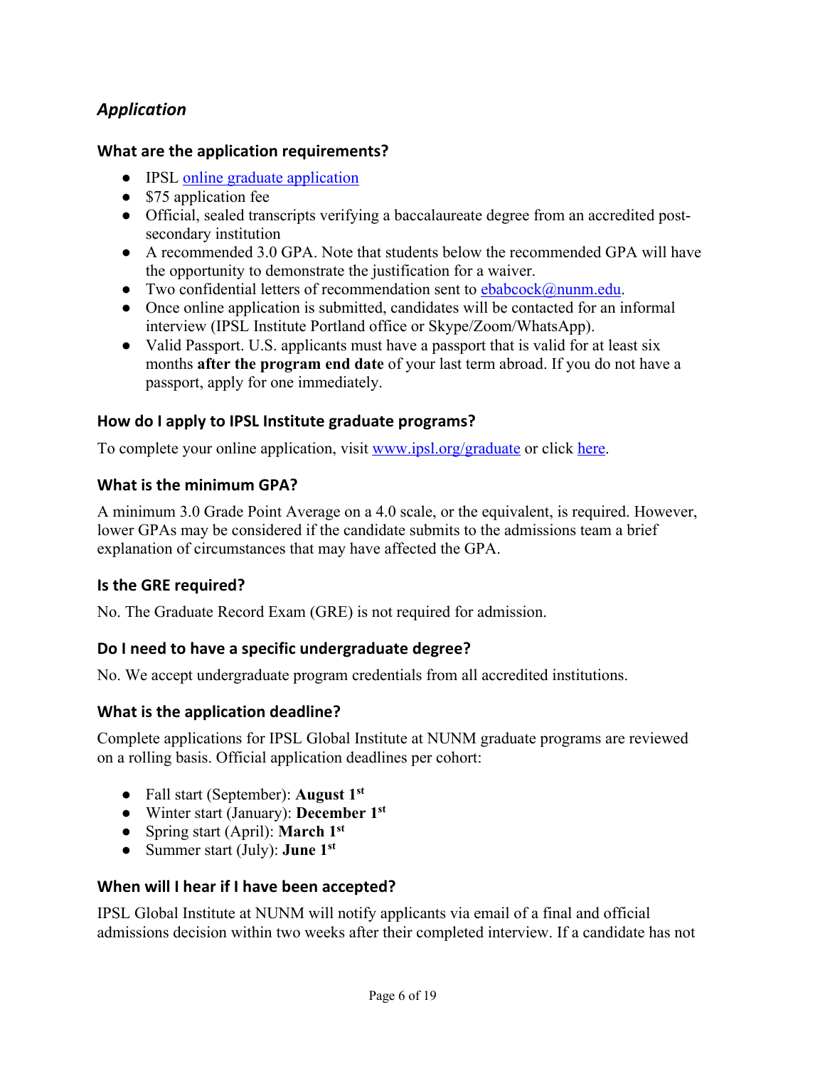## *Application*

### What are the application requirements?

- IPSL [online graduate application](#)
- $75 application fee
- Official, sealed transcripts verifying a baccalaureate degree from an accredited post-secondary institution
- A recommended 3.0 GPA. Note that students below the recommended GPA will have the opportunity to demonstrate the justification for a waiver.
- Two confidential letters of recommendation sent to ebabcock@nunm.edu.
- Once online application is submitted, candidates will be contacted for an informal interview (IPSL Institute Portland office or Skype/Zoom/WhatsApp).
- Valid Passport. U.S. applicants must have a passport that is valid for at least six months **after the program end date** of your last term abroad. If you do not have a passport, apply for one immediately.

### How do I apply to IPSL Institute graduate programs?

To complete your online application, visit www.ipsl.org/graduate or click here.

### What is the minimum GPA?

A minimum 3.0 Grade Point Average on a 4.0 scale, or the equivalent, is required. However, lower GPAs may be considered if the candidate submits to the admissions team a brief explanation of circumstances that may have affected the GPA.

### Is the GRE required?

No. The Graduate Record Exam (GRE) is not required for admission.

### Do I need to have a specific undergraduate degree?

No. We accept undergraduate program credentials from all accredited institutions.

### What is the application deadline?

Complete applications for IPSL Global Institute at NUNM graduate programs are reviewed on a rolling basis. Official application deadlines per cohort:

- Fall start (September): **August 1st**
- Winter start (January): **December 1st**
- Spring start (April): **March 1st**
- Summer start (July): **June 1st**

### When will I hear if I have been accepted?

IPSL Global Institute at NUNM will notify applicants via email of a final and official admissions decision within two weeks after their completed interview. If a candidate has not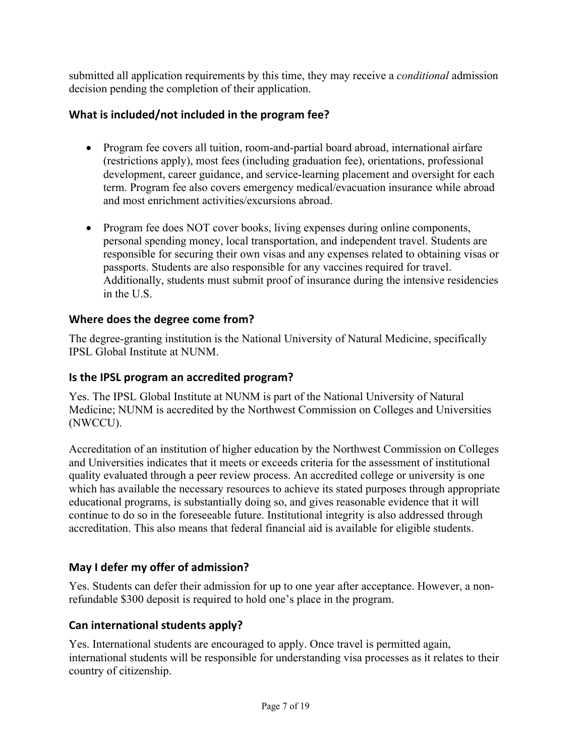submitted all application requirements by this time, they may receive a *conditional* admission decision pending the completion of their application.

### What is included/not included in the program fee?

- Program fee covers all tuition, room-and-partial board abroad, international airfare (restrictions apply), most fees (including graduation fee), orientations, professional development, career guidance, and service-learning placement and oversight for each term. Program fee also covers emergency medical/evacuation insurance while abroad and most enrichment activities/excursions abroad.

- Program fee does NOT cover books, living expenses during online components, personal spending money, local transportation, and independent travel. Students are responsible for securing their own visas and any expenses related to obtaining visas or passports. Students are also responsible for any vaccines required for travel. Additionally, students must submit proof of insurance during the intensive residencies in the U.S.

### Where does the degree come from?

The degree-granting institution is the National University of Natural Medicine, specifically IPSL Global Institute at NUNM.

### Is the IPSL program an accredited program?

Yes. The IPSL Global Institute at NUNM is part of the National University of Natural Medicine; NUNM is accredited by the Northwest Commission on Colleges and Universities (NWCCU).

Accreditation of an institution of higher education by the Northwest Commission on Colleges and Universities indicates that it meets or exceeds criteria for the assessment of institutional quality evaluated through a peer review process. An accredited college or university is one which has available the necessary resources to achieve its stated purposes through appropriate educational programs, is substantially doing so, and gives reasonable evidence that it will continue to do so in the foreseeable future. Institutional integrity is also addressed through accreditation. This also means that federal financial aid is available for eligible students.

### May I defer my offer of admission?

Yes. Students can defer their admission for up to one year after acceptance. However, a non-refundable $300 deposit is required to hold one's place in the program.

### Can international students apply?

Yes. International students are encouraged to apply. Once travel is permitted again, international students will be responsible for understanding visa processes as it relates to their country of citizenship.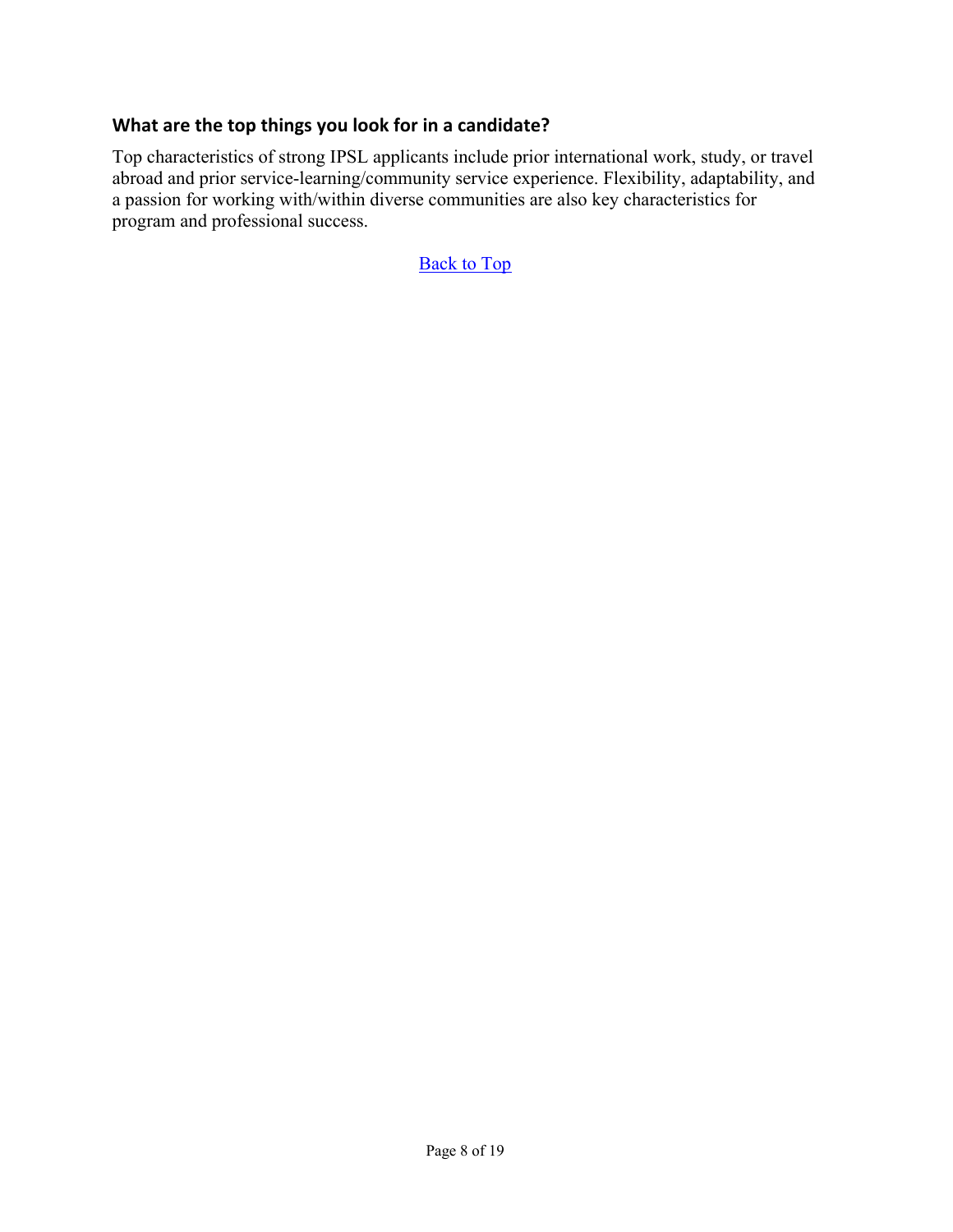### What are the top things you look for in a candidate?

Top characteristics of strong IPSL applicants include prior international work, study, or travel abroad and prior service-learning/community service experience. Flexibility, adaptability, and a passion for working with/within diverse communities are also key characteristics for program and professional success.

Back to Top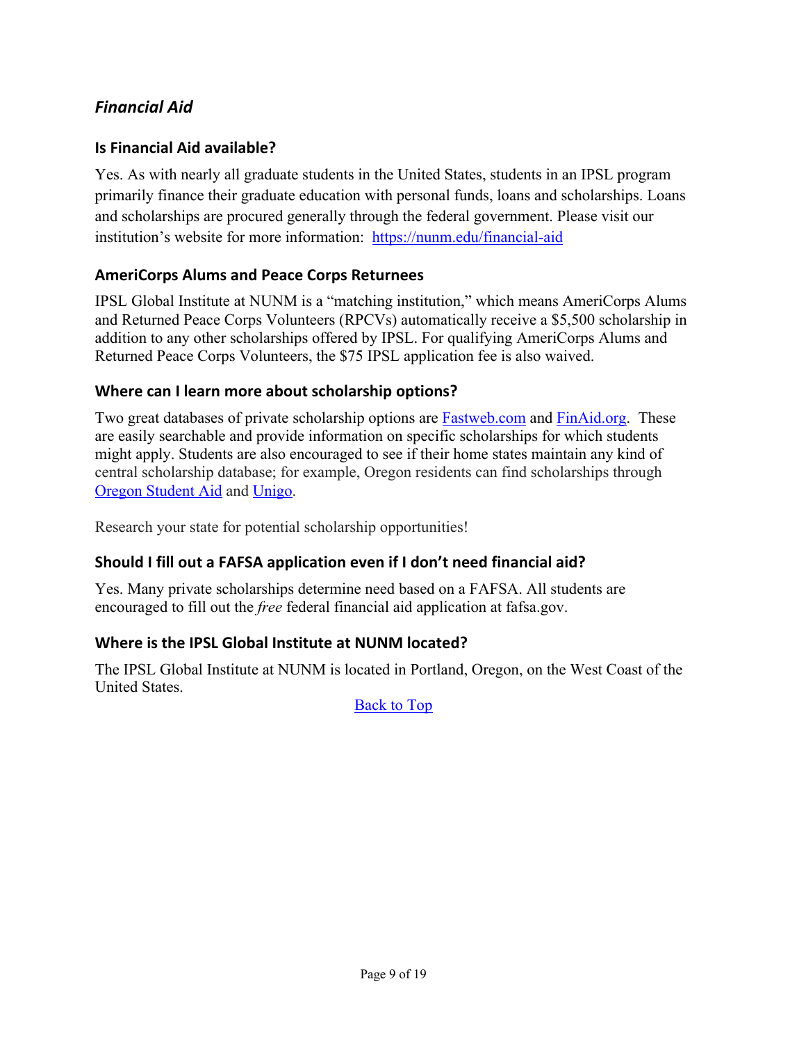## *Financial Aid*

### Is Financial Aid available?

Yes. As with nearly all graduate students in the United States, students in an IPSL program primarily finance their graduate education with personal funds, loans and scholarships. Loans and scholarships are procured generally through the federal government. Please visit our institution's website for more information: [https://nunm.edu/financial-aid](https://nunm.edu/financial-aid)

### AmeriCorps Alums and Peace Corps Returnees

IPSL Global Institute at NUNM is a "matching institution," which means AmeriCorps Alums and Returned Peace Corps Volunteers (RPCVs) automatically receive a $5,500 scholarship in addition to any other scholarships offered by IPSL. For qualifying AmeriCorps Alums and Returned Peace Corps Volunteers, the $75 IPSL application fee is also waived.

### Where can I learn more about scholarship options?

Two great databases of private scholarship options are Fastweb.com and FinAid.org. These are easily searchable and provide information on specific scholarships for which students might apply. Students are also encouraged to see if their home states maintain any kind of central scholarship database; for example, Oregon residents can find scholarships through Oregon Student Aid and Unigo.

Research your state for potential scholarship opportunities!

### Should I fill out a FAFSA application even if I don't need financial aid?

Yes. Many private scholarships determine need based on a FAFSA. All students are encouraged to fill out the *free* federal financial aid application at fafsa.gov.

### Where is the IPSL Global Institute at NUNM located?

The IPSL Global Institute at NUNM is located in Portland, Oregon, on the West Coast of the United States.

Back to Top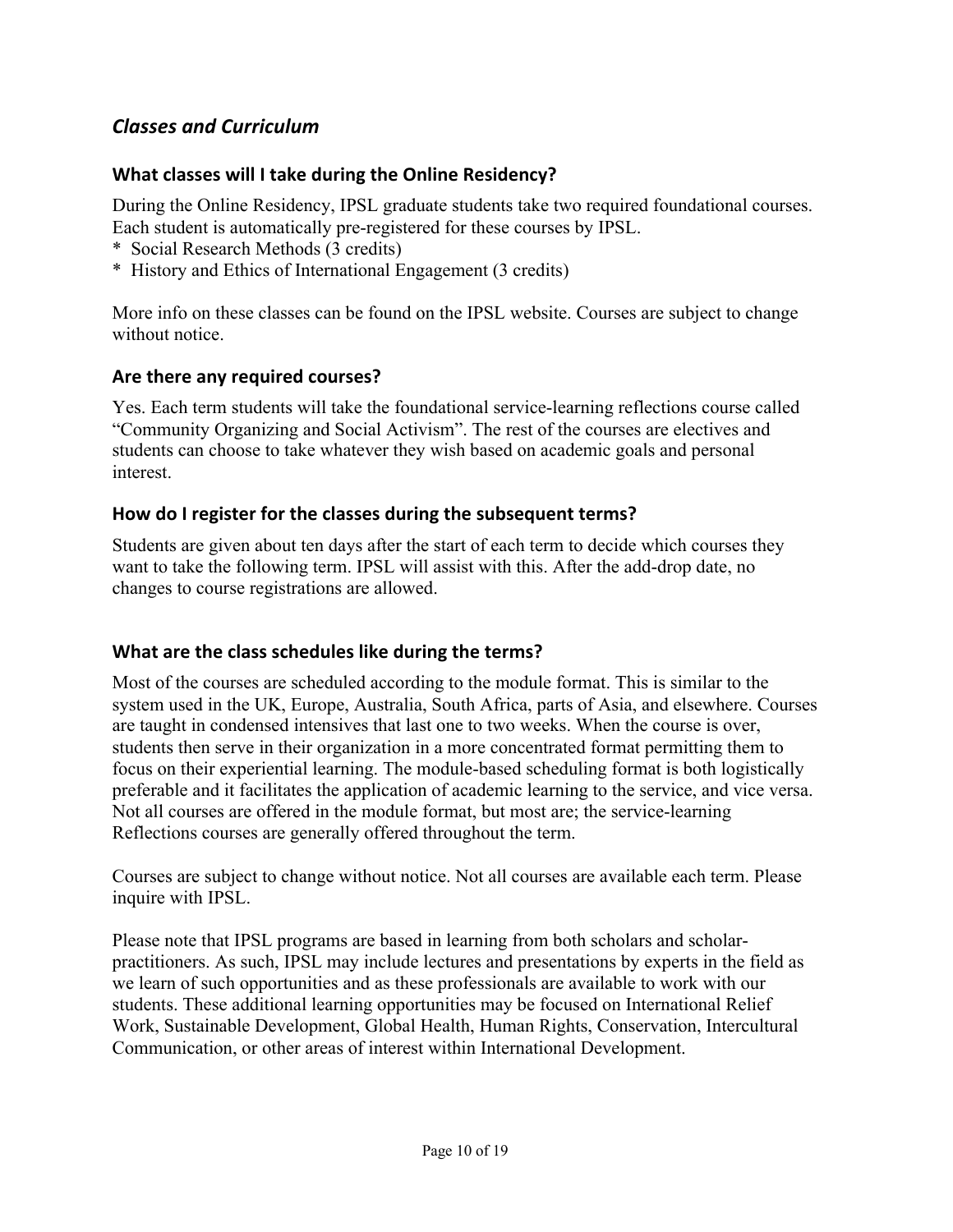## *Classes and Curriculum*

### What classes will I take during the Online Residency?

During the Online Residency, IPSL graduate students take two required foundational courses. Each student is automatically pre-registered for these courses by IPSL.

* Social Research Methods (3 credits)
* History and Ethics of International Engagement (3 credits)

More info on these classes can be found on the IPSL website. Courses are subject to change without notice.

### Are there any required courses?

Yes. Each term students will take the foundational service-learning reflections course called "Community Organizing and Social Activism". The rest of the courses are electives and students can choose to take whatever they wish based on academic goals and personal interest.

### How do I register for the classes during the subsequent terms?

Students are given about ten days after the start of each term to decide which courses they want to take the following term. IPSL will assist with this. After the add-drop date, no changes to course registrations are allowed.

### What are the class schedules like during the terms?

Most of the courses are scheduled according to the module format. This is similar to the system used in the UK, Europe, Australia, South Africa, parts of Asia, and elsewhere. Courses are taught in condensed intensives that last one to two weeks. When the course is over, students then serve in their organization in a more concentrated format permitting them to focus on their experiential learning. The module-based scheduling format is both logistically preferable and it facilitates the application of academic learning to the service, and vice versa. Not all courses are offered in the module format, but most are; the service-learning Reflections courses are generally offered throughout the term.

Courses are subject to change without notice. Not all courses are available each term. Please inquire with IPSL.

Please note that IPSL programs are based in learning from both scholars and scholar-practitioners. As such, IPSL may include lectures and presentations by experts in the field as we learn of such opportunities and as these professionals are available to work with our students. These additional learning opportunities may be focused on International Relief Work, Sustainable Development, Global Health, Human Rights, Conservation, Intercultural Communication, or other areas of interest within International Development.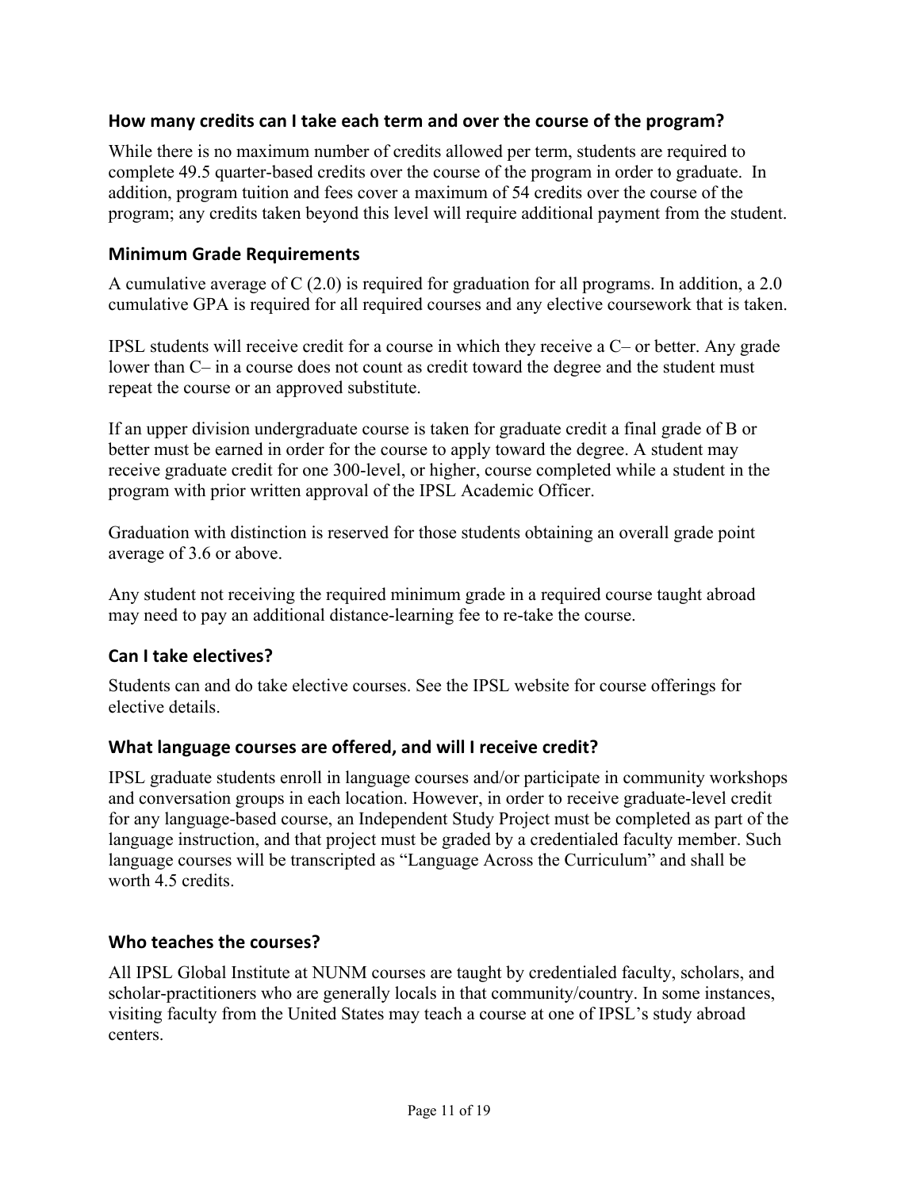## How many credits can I take each term and over the course of the program?

While there is no maximum number of credits allowed per term, students are required to complete 49.5 quarter-based credits over the course of the program in order to graduate. In addition, program tuition and fees cover a maximum of 54 credits over the course of the program; any credits taken beyond this level will require additional payment from the student.

## Minimum Grade Requirements

A cumulative average of C (2.0) is required for graduation for all programs. In addition, a 2.0 cumulative GPA is required for all required courses and any elective coursework that is taken.

IPSL students will receive credit for a course in which they receive a C– or better. Any grade lower than C– in a course does not count as credit toward the degree and the student must repeat the course or an approved substitute.

If an upper division undergraduate course is taken for graduate credit a final grade of B or better must be earned in order for the course to apply toward the degree. A student may receive graduate credit for one 300-level, or higher, course completed while a student in the program with prior written approval of the IPSL Academic Officer.

Graduation with distinction is reserved for those students obtaining an overall grade point average of 3.6 or above.

Any student not receiving the required minimum grade in a required course taught abroad may need to pay an additional distance-learning fee to re-take the course.

## Can I take electives?

Students can and do take elective courses. See the IPSL website for course offerings for elective details.

## What language courses are offered, and will I receive credit?

IPSL graduate students enroll in language courses and/or participate in community workshops and conversation groups in each location. However, in order to receive graduate-level credit for any language-based course, an Independent Study Project must be completed as part of the language instruction, and that project must be graded by a credentialed faculty member. Such language courses will be transcripted as "Language Across the Curriculum" and shall be worth 4.5 credits.

## Who teaches the courses?

All IPSL Global Institute at NUNM courses are taught by credentialed faculty, scholars, and scholar-practitioners who are generally locals in that community/country. In some instances, visiting faculty from the United States may teach a course at one of IPSL's study abroad centers.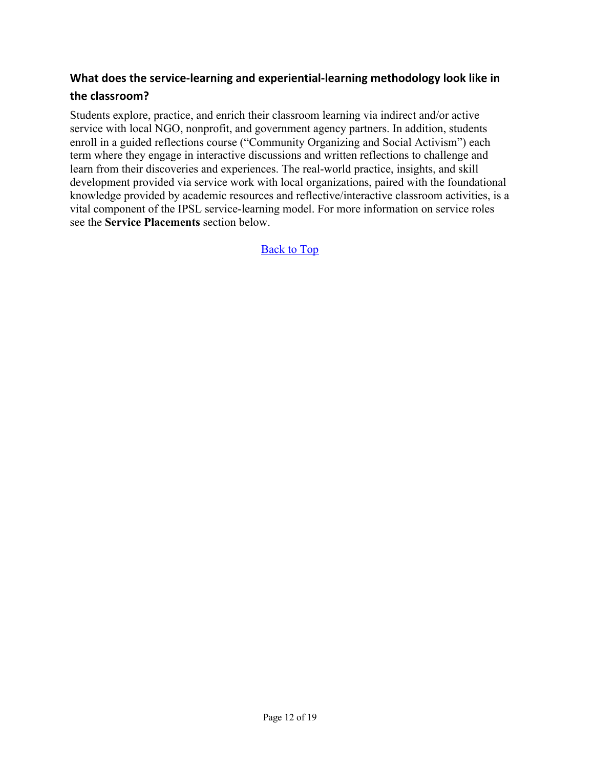### What does the service-learning and experiential-learning methodology look like in the classroom?

Students explore, practice, and enrich their classroom learning via indirect and/or active service with local NGO, nonprofit, and government agency partners. In addition, students enroll in a guided reflections course ("Community Organizing and Social Activism") each term where they engage in interactive discussions and written reflections to challenge and learn from their discoveries and experiences. The real-world practice, insights, and skill development provided via service work with local organizations, paired with the foundational knowledge provided by academic resources and reflective/interactive classroom activities, is a vital component of the IPSL service-learning model. For more information on service roles see the **Service Placements** section below.

Back to Top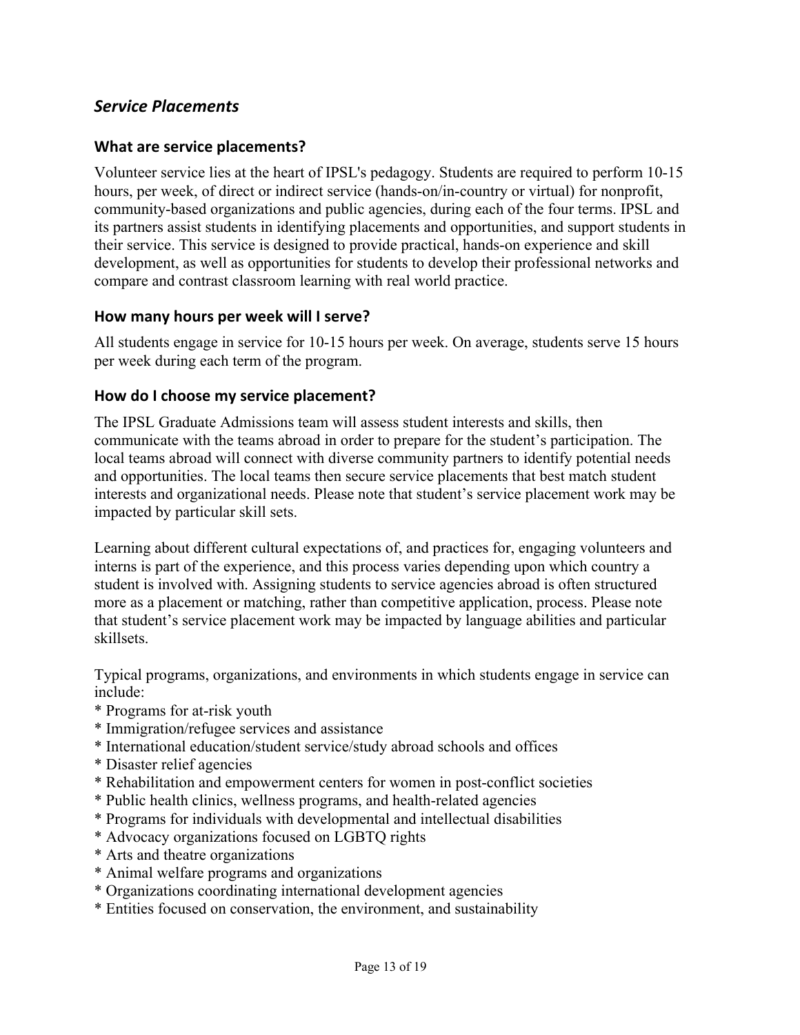## *Service Placements*

### What are service placements?

Volunteer service lies at the heart of IPSL's pedagogy. Students are required to perform 10-15 hours, per week, of direct or indirect service (hands-on/in-country or virtual) for nonprofit, community-based organizations and public agencies, during each of the four terms. IPSL and its partners assist students in identifying placements and opportunities, and support students in their service. This service is designed to provide practical, hands-on experience and skill development, as well as opportunities for students to develop their professional networks and compare and contrast classroom learning with real world practice.

### How many hours per week will I serve?

All students engage in service for 10-15 hours per week. On average, students serve 15 hours per week during each term of the program.

### How do I choose my service placement?

The IPSL Graduate Admissions team will assess student interests and skills, then communicate with the teams abroad in order to prepare for the student's participation. The local teams abroad will connect with diverse community partners to identify potential needs and opportunities. The local teams then secure service placements that best match student interests and organizational needs. Please note that student's service placement work may be impacted by particular skill sets.

Learning about different cultural expectations of, and practices for, engaging volunteers and interns is part of the experience, and this process varies depending upon which country a student is involved with. Assigning students to service agencies abroad is often structured more as a placement or matching, rather than competitive application, process. Please note that student's service placement work may be impacted by language abilities and particular skillsets.

Typical programs, organizations, and environments in which students engage in service can include:

* Programs for at-risk youth
* Immigration/refugee services and assistance
* International education/student service/study abroad schools and offices
* Disaster relief agencies
* Rehabilitation and empowerment centers for women in post-conflict societies
* Public health clinics, wellness programs, and health-related agencies
* Programs for individuals with developmental and intellectual disabilities
* Advocacy organizations focused on LGBTQ rights
* Arts and theatre organizations
* Animal welfare programs and organizations
* Organizations coordinating international development agencies
* Entities focused on conservation, the environment, and sustainability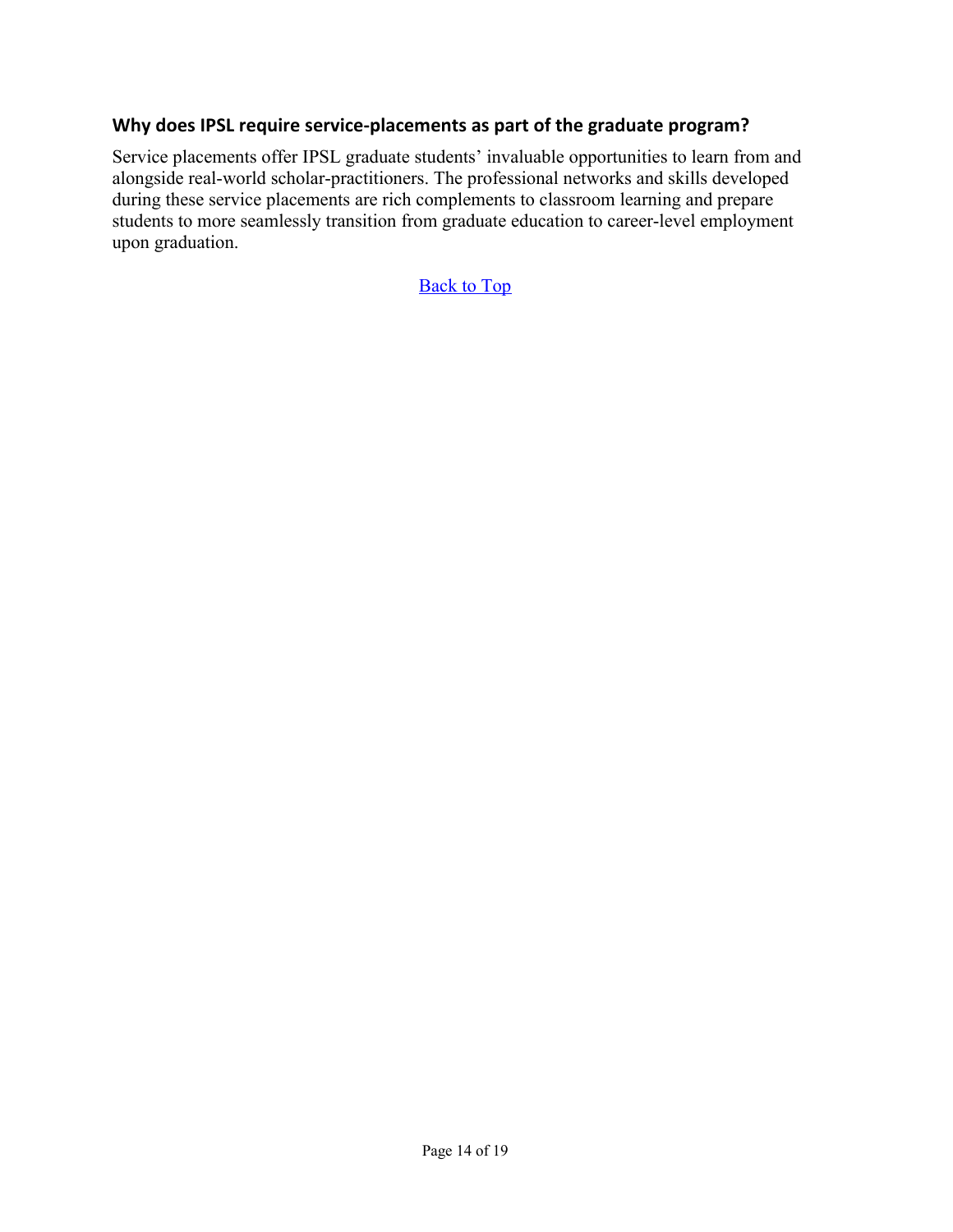## Why does IPSL require service-placements as part of the graduate program?

Service placements offer IPSL graduate students' invaluable opportunities to learn from and alongside real-world scholar-practitioners. The professional networks and skills developed during these service placements are rich complements to classroom learning and prepare students to more seamlessly transition from graduate education to career-level employment upon graduation.

Back to Top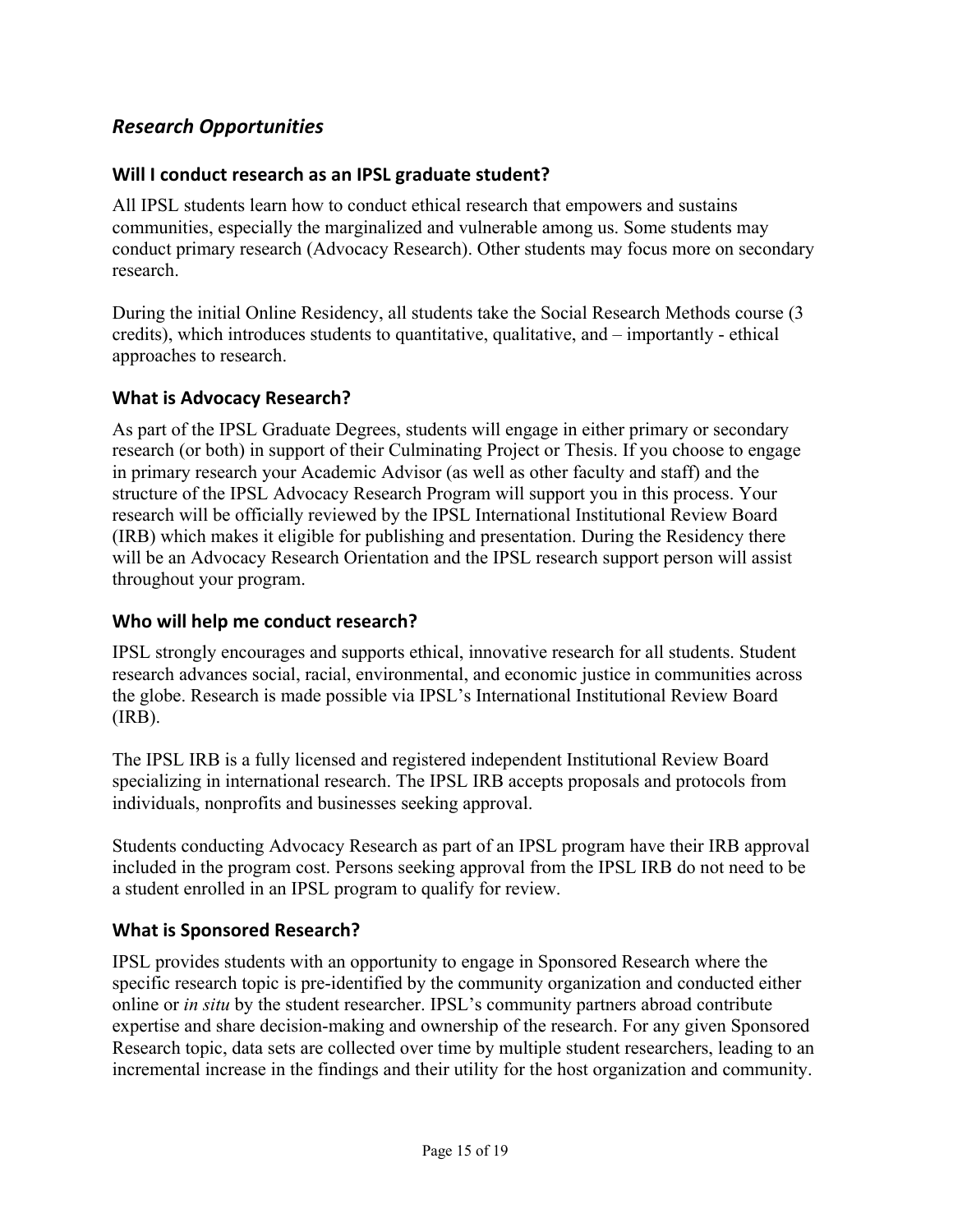## *Research Opportunities*

### Will I conduct research as an IPSL graduate student?

All IPSL students learn how to conduct ethical research that empowers and sustains communities, especially the marginalized and vulnerable among us. Some students may conduct primary research (Advocacy Research). Other students may focus more on secondary research.

During the initial Online Residency, all students take the Social Research Methods course (3 credits), which introduces students to quantitative, qualitative, and – importantly - ethical approaches to research.

### What is Advocacy Research?

As part of the IPSL Graduate Degrees, students will engage in either primary or secondary research (or both) in support of their Culminating Project or Thesis. If you choose to engage in primary research your Academic Advisor (as well as other faculty and staff) and the structure of the IPSL Advocacy Research Program will support you in this process. Your research will be officially reviewed by the IPSL International Institutional Review Board (IRB) which makes it eligible for publishing and presentation. During the Residency there will be an Advocacy Research Orientation and the IPSL research support person will assist throughout your program.

### Who will help me conduct research?

IPSL strongly encourages and supports ethical, innovative research for all students. Student research advances social, racial, environmental, and economic justice in communities across the globe. Research is made possible via IPSL's International Institutional Review Board (IRB).

The IPSL IRB is a fully licensed and registered independent Institutional Review Board specializing in international research. The IPSL IRB accepts proposals and protocols from individuals, nonprofits and businesses seeking approval.

Students conducting Advocacy Research as part of an IPSL program have their IRB approval included in the program cost. Persons seeking approval from the IPSL IRB do not need to be a student enrolled in an IPSL program to qualify for review.

### What is Sponsored Research?

IPSL provides students with an opportunity to engage in Sponsored Research where the specific research topic is pre-identified by the community organization and conducted either online or *in situ* by the student researcher. IPSL's community partners abroad contribute expertise and share decision-making and ownership of the research. For any given Sponsored Research topic, data sets are collected over time by multiple student researchers, leading to an incremental increase in the findings and their utility for the host organization and community.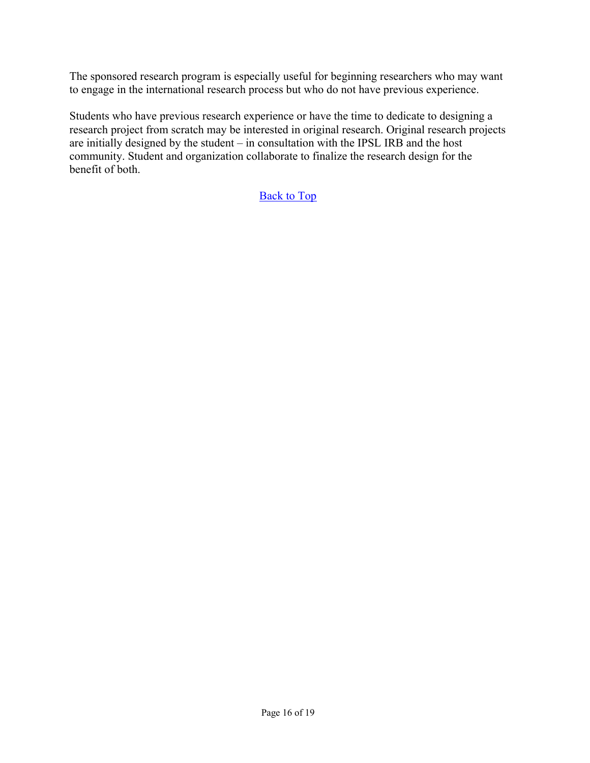The sponsored research program is especially useful for beginning researchers who may want to engage in the international research process but who do not have previous experience.

Students who have previous research experience or have the time to dedicate to designing a research project from scratch may be interested in original research. Original research projects are initially designed by the student – in consultation with the IPSL IRB and the host community. Student and organization collaborate to finalize the research design for the benefit of both.

Back to Top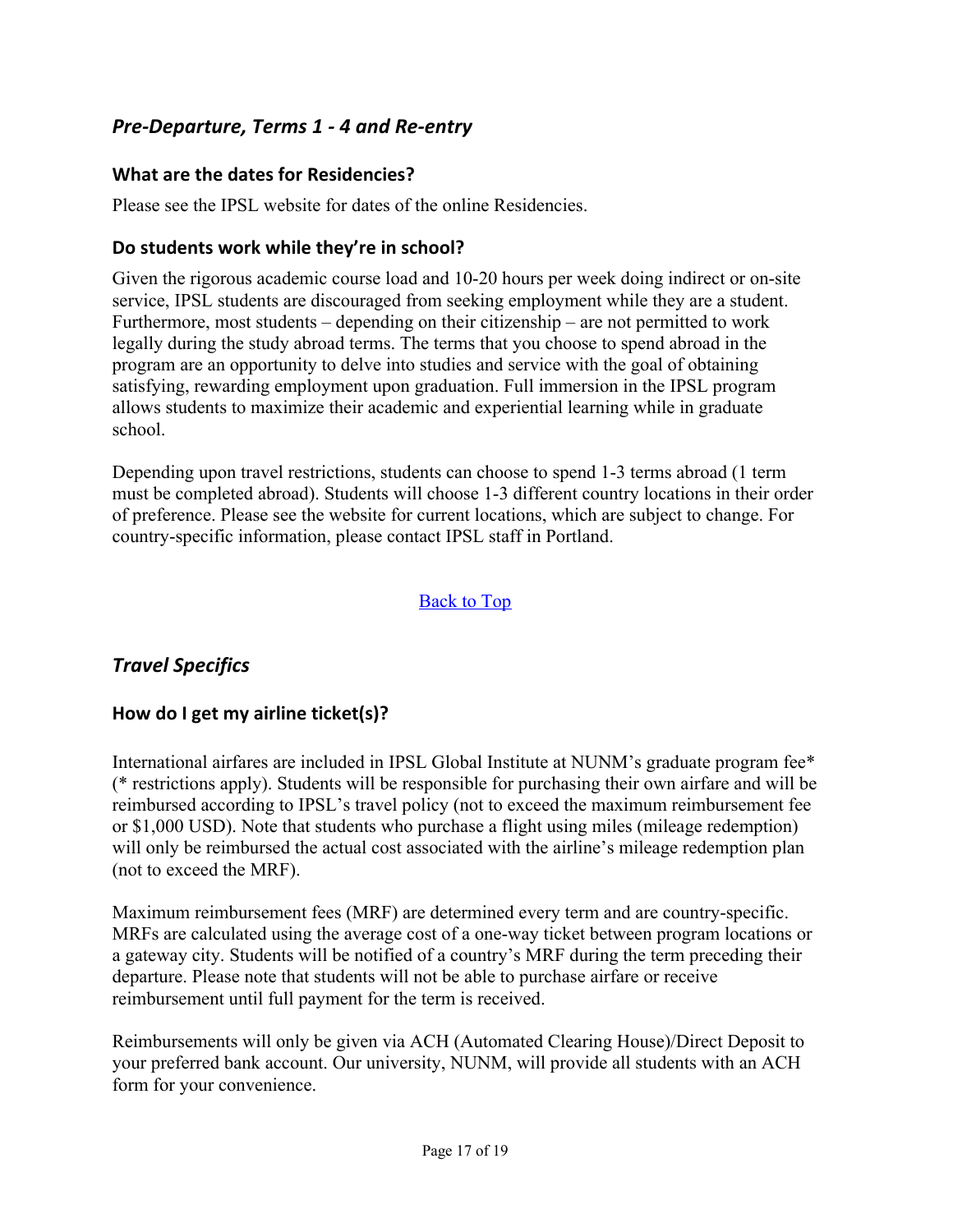## *Pre-Departure, Terms 1 - 4 and Re-entry*

### What are the dates for Residencies?

Please see the IPSL website for dates of the online Residencies.

### Do students work while they're in school?

Given the rigorous academic course load and 10-20 hours per week doing indirect or on-site service, IPSL students are discouraged from seeking employment while they are a student. Furthermore, most students – depending on their citizenship – are not permitted to work legally during the study abroad terms. The terms that you choose to spend abroad in the program are an opportunity to delve into studies and service with the goal of obtaining satisfying, rewarding employment upon graduation. Full immersion in the IPSL program allows students to maximize their academic and experiential learning while in graduate school.

Depending upon travel restrictions, students can choose to spend 1-3 terms abroad (1 term must be completed abroad). Students will choose 1-3 different country locations in their order of preference. Please see the website for current locations, which are subject to change. For country-specific information, please contact IPSL staff in Portland.

Back to Top

## *Travel Specifics*

### How do I get my airline ticket(s)?

International airfares are included in IPSL Global Institute at NUNM's graduate program fee* (* restrictions apply). Students will be responsible for purchasing their own airfare and will be reimbursed according to IPSL's travel policy (not to exceed the maximum reimbursement fee or $1,000 USD). Note that students who purchase a flight using miles (mileage redemption) will only be reimbursed the actual cost associated with the airline's mileage redemption plan (not to exceed the MRF).

Maximum reimbursement fees (MRF) are determined every term and are country-specific. MRFs are calculated using the average cost of a one-way ticket between program locations or a gateway city. Students will be notified of a country's MRF during the term preceding their departure. Please note that students will not be able to purchase airfare or receive reimbursement until full payment for the term is received.

Reimbursements will only be given via ACH (Automated Clearing House)/Direct Deposit to your preferred bank account. Our university, NUNM, will provide all students with an ACH form for your convenience.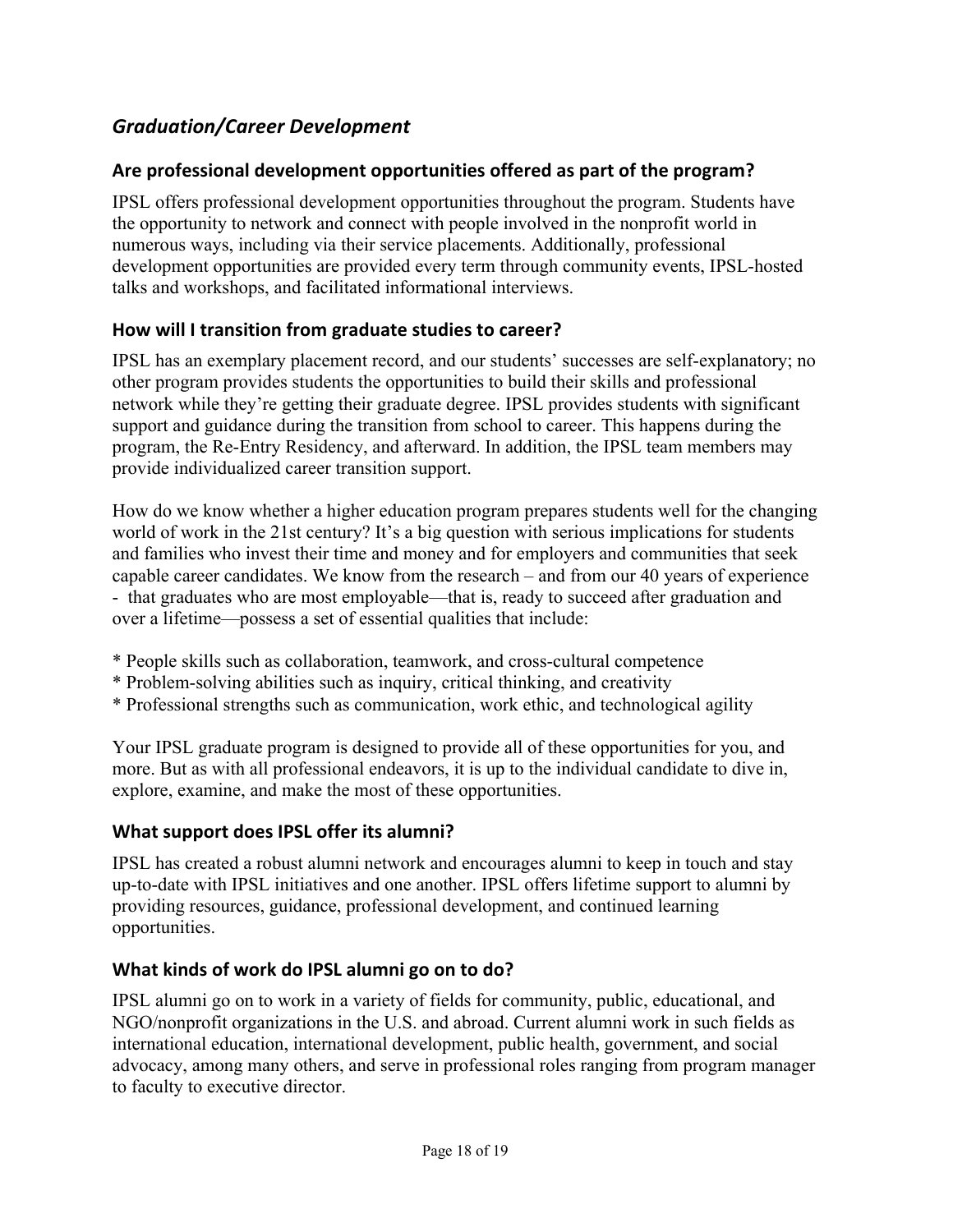## *Graduation/Career Development*

### Are professional development opportunities offered as part of the program?

IPSL offers professional development opportunities throughout the program. Students have the opportunity to network and connect with people involved in the nonprofit world in numerous ways, including via their service placements. Additionally, professional development opportunities are provided every term through community events, IPSL-hosted talks and workshops, and facilitated informational interviews.

### How will I transition from graduate studies to career?

IPSL has an exemplary placement record, and our students' successes are self-explanatory; no other program provides students the opportunities to build their skills and professional network while they're getting their graduate degree. IPSL provides students with significant support and guidance during the transition from school to career. This happens during the program, the Re-Entry Residency, and afterward. In addition, the IPSL team members may provide individualized career transition support.

How do we know whether a higher education program prepares students well for the changing world of work in the 21st century? It's a big question with serious implications for students and families who invest their time and money and for employers and communities that seek capable career candidates. We know from the research – and from our 40 years of experience - that graduates who are most employable—that is, ready to succeed after graduation and over a lifetime—possess a set of essential qualities that include:

* People skills such as collaboration, teamwork, and cross-cultural competence
* Problem-solving abilities such as inquiry, critical thinking, and creativity
* Professional strengths such as communication, work ethic, and technological agility

Your IPSL graduate program is designed to provide all of these opportunities for you, and more. But as with all professional endeavors, it is up to the individual candidate to dive in, explore, examine, and make the most of these opportunities.

### What support does IPSL offer its alumni?

IPSL has created a robust alumni network and encourages alumni to keep in touch and stay up-to-date with IPSL initiatives and one another. IPSL offers lifetime support to alumni by providing resources, guidance, professional development, and continued learning opportunities.

### What kinds of work do IPSL alumni go on to do?

IPSL alumni go on to work in a variety of fields for community, public, educational, and NGO/nonprofit organizations in the U.S. and abroad. Current alumni work in such fields as international education, international development, public health, government, and social advocacy, among many others, and serve in professional roles ranging from program manager to faculty to executive director.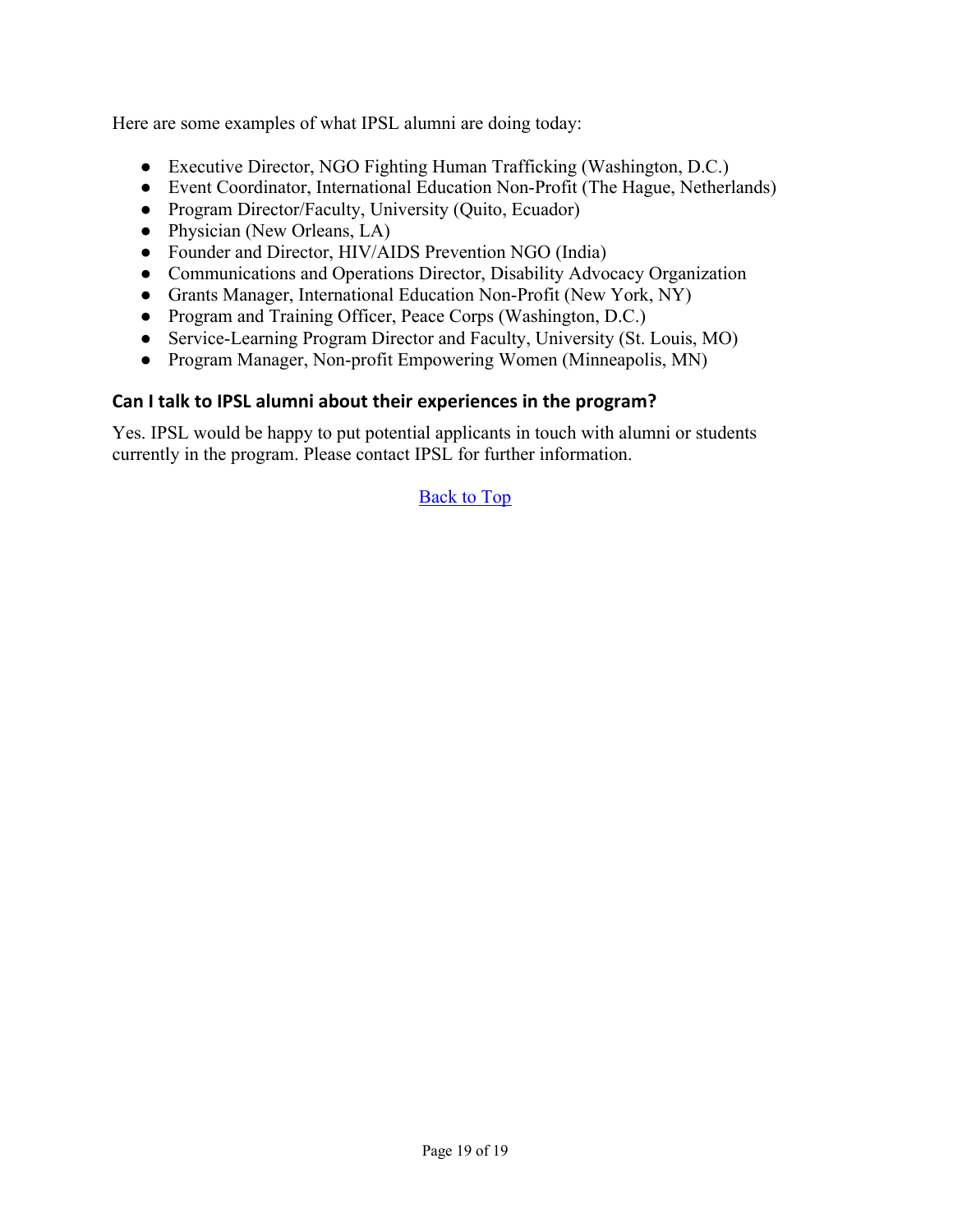Here are some examples of what IPSL alumni are doing today:

- Executive Director, NGO Fighting Human Trafficking (Washington, D.C.)
- Event Coordinator, International Education Non-Profit (The Hague, Netherlands)
- Program Director/Faculty, University (Quito, Ecuador)
- Physician (New Orleans, LA)
- Founder and Director, HIV/AIDS Prevention NGO (India)
- Communications and Operations Director, Disability Advocacy Organization
- Grants Manager, International Education Non-Profit (New York, NY)
- Program and Training Officer, Peace Corps (Washington, D.C.)
- Service-Learning Program Director and Faculty, University (St. Louis, MO)
- Program Manager, Non-profit Empowering Women (Minneapolis, MN)

### Can I talk to IPSL alumni about their experiences in the program?

Yes. IPSL would be happy to put potential applicants in touch with alumni or students currently in the program. Please contact IPSL for further information.

Back to Top